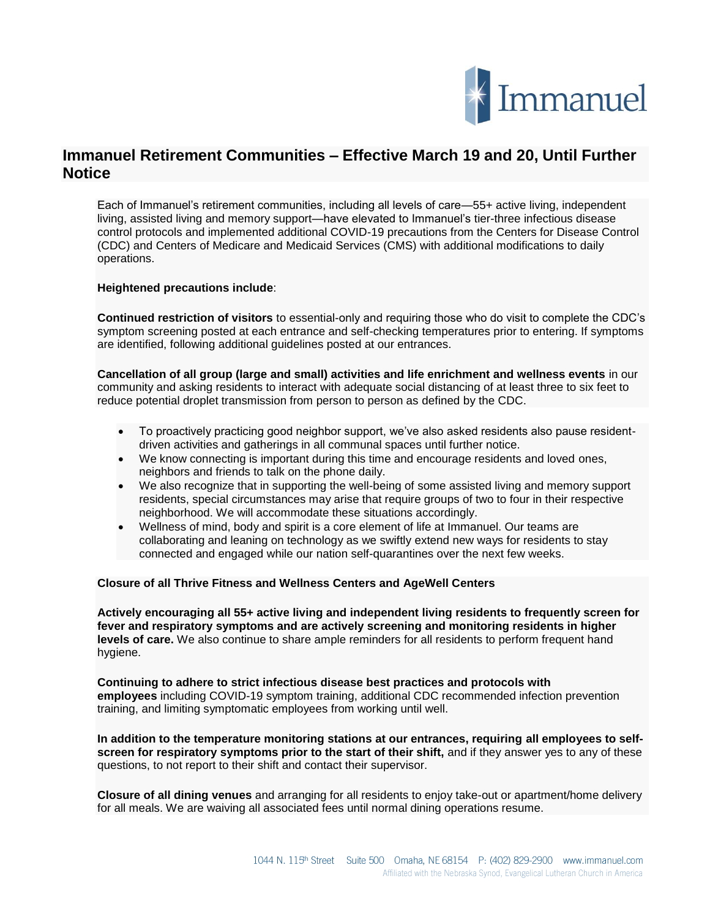# Immanuel Retirement Communities – Effective March 19 and 20, Until Further Notice

Each of Immanuel's retirement communities, including all levels of care—55+ active living, independent living, assisted living and memory support—have elevated to Immanuel's tier-three infectious disease control protocols and implemented additional COVID-19 precautions from the Centers for Disease Control (CDC) and Centers of Medicare and Medicaid Services (CMS) with additional modifications to daily operations.

**Heightened precautions include**:

**Continued restriction of visitors** to essential-only and requiring those who do visit to complete the CDC's symptom screening posted at each entrance and self-checking temperatures prior to entering. If symptoms are identified, following additional guidelines posted at our entrances.

**Cancellation of all group (large and small) activities and life enrichment and wellness events** in our community and asking residents to interact with adequate social distancing of at least three to six feet to reduce potential droplet transmission from person to person as defined by the CDC.

- To proactively practicing good neighbor support, we've also asked residents also pause resident-driven activities and gatherings in all communal spaces until further notice.
- We know connecting is important during this time and encourage residents and loved ones, neighbors and friends to talk on the phone daily.
- We also recognize that in supporting the well-being of some assisted living and memory support residents, special circumstances may arise that require groups of two to four in their respective neighborhood. We will accommodate these situations accordingly.
- Wellness of mind, body and spirit is a core element of life at Immanuel. Our teams are collaborating and leaning on technology as we swiftly extend new ways for residents to stay connected and engaged while our nation self-quarantines over the next few weeks.

**Closure of all Thrive Fitness and Wellness Centers and AgeWell Centers**

**Actively encouraging all 55+ active living and independent living residents to frequently screen for fever and respiratory symptoms and are actively screening and monitoring residents in higher levels of care.** We also continue to share ample reminders for all residents to perform frequent hand hygiene.

**Continuing to adhere to strict infectious disease best practices and protocols with employees** including COVID-19 symptom training, additional CDC recommended infection prevention training, and limiting symptomatic employees from working until well.

**In addition to the temperature monitoring stations at our entrances, requiring all employees to self-screen for respiratory symptoms prior to the start of their shift,** and if they answer yes to any of these questions, to not report to their shift and contact their supervisor.

**Closure of all dining venues** and arranging for all residents to enjoy take-out or apartment/home delivery for all meals. We are waiving all associated fees until normal dining operations resume.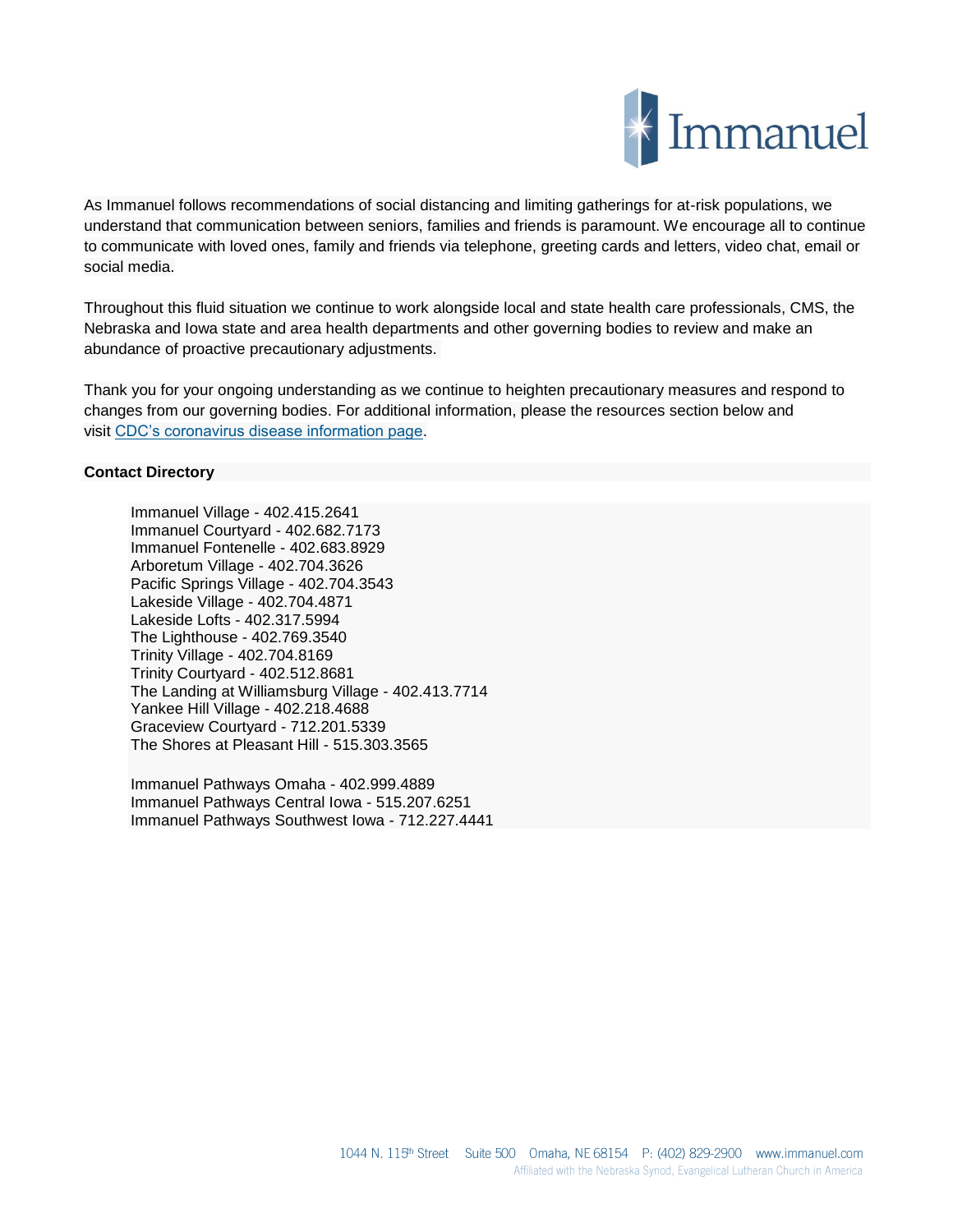As Immanuel follows recommendations of social distancing and limiting gatherings for at-risk populations, we understand that communication between seniors, families and friends is paramount. We encourage all to continue to communicate with loved ones, family and friends via telephone, greeting cards and letters, video chat, email or social media.

Throughout this fluid situation we continue to work alongside local and state health care professionals, CMS, the Nebraska and Iowa state and area health departments and other governing bodies to review and make an abundance of proactive precautionary adjustments.

Thank you for your ongoing understanding as we continue to heighten precautionary measures and respond to changes from our governing bodies. For additional information, please the resources section below and visit CDC's coronavirus disease information page.

**Contact Directory**

Immanuel Village - 402.415.2641
Immanuel Courtyard - 402.682.7173
Immanuel Fontenelle - 402.683.8929
Arboretum Village - 402.704.3626
Pacific Springs Village - 402.704.3543
Lakeside Village - 402.704.4871
Lakeside Lofts - 402.317.5994
The Lighthouse - 402.769.3540
Trinity Village - 402.704.8169
Trinity Courtyard - 402.512.8681
The Landing at Williamsburg Village - 402.413.7714
Yankee Hill Village - 402.218.4688
Graceview Courtyard - 712.201.5339
The Shores at Pleasant Hill - 515.303.3565

Immanuel Pathways Omaha - 402.999.4889
Immanuel Pathways Central Iowa - 515.207.6251
Immanuel Pathways Southwest Iowa - 712.227.4441

1044 N. 115th Street Suite 500 Omaha, NE 68154 P: (402) 829-2900 www.immanuel.com
Affiliated with the Nebraska Synod, Evangelical Lutheran Church in America